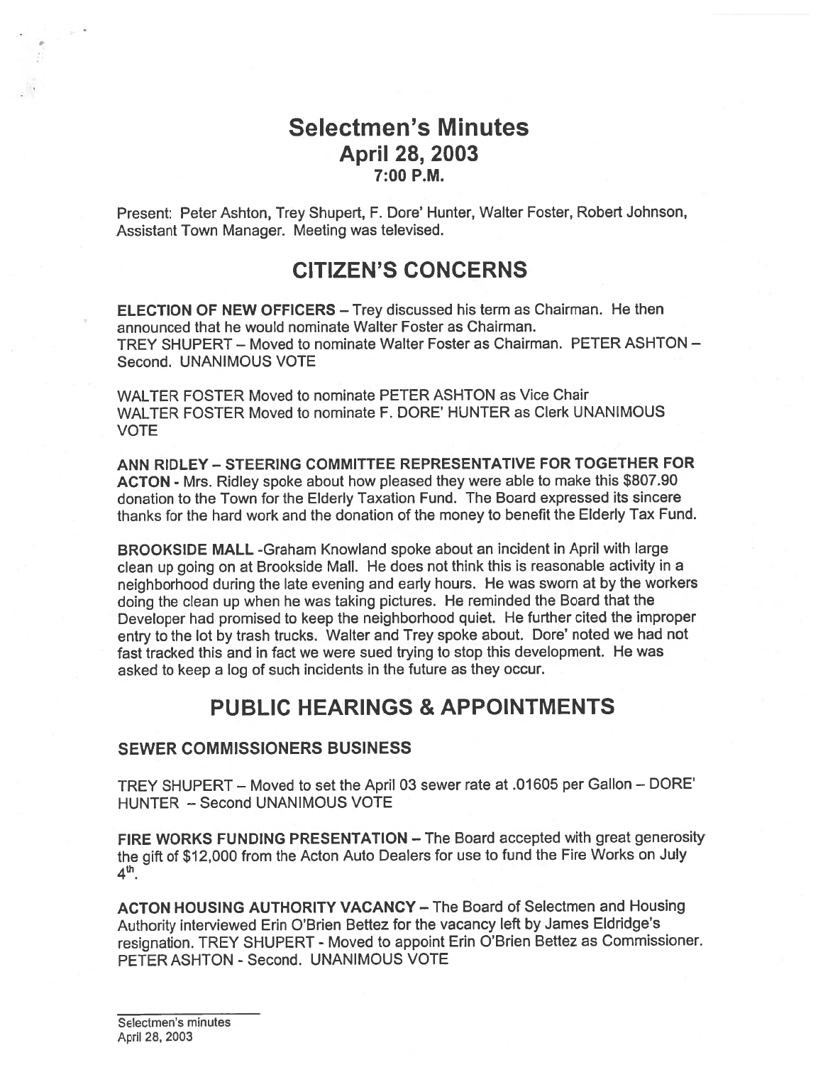# Selectmen's Minutes
## April 28, 2003
### 7:00 P.M.

Present: Peter Ashton, Trey Shupert, F. Dore' Hunter, Walter Foster, Robert Johnson, Assistant Town Manager. Meeting was televised.

## CITIZEN'S CONCERNS

**ELECTION OF NEW OFFICERS** – Trey discussed his term as Chairman. He then announced that he would nominate Walter Foster as Chairman.
TREY SHUPERT – Moved to nominate Walter Foster as Chairman. PETER ASHTON – Second. UNANIMOUS VOTE

WALTER FOSTER Moved to nominate PETER ASHTON as Vice Chair
WALTER FOSTER Moved to nominate F. DORE' HUNTER as Clerk UNANIMOUS VOTE

**ANN RIDLEY – STEERING COMMITTEE REPRESENTATIVE FOR TOGETHER FOR ACTON** - Mrs. Ridley spoke about how pleased they were able to make this $807.90 donation to the Town for the Elderly Taxation Fund. The Board expressed its sincere thanks for the hard work and the donation of the money to benefit the Elderly Tax Fund.

**BROOKSIDE MALL** -Graham Knowland spoke about an incident in April with large clean up going on at Brookside Mall. He does not think this is reasonable activity in a neighborhood during the late evening and early hours. He was sworn at by the workers doing the clean up when he was taking pictures. He reminded the Board that the Developer had promised to keep the neighborhood quiet. He further cited the improper entry to the lot by trash trucks. Walter and Trey spoke about. Dore' noted we had not fast tracked this and in fact we were sued trying to stop this development. He was asked to keep a log of such incidents in the future as they occur.

## PUBLIC HEARINGS & APPOINTMENTS

### SEWER COMMISSIONERS BUSINESS

TREY SHUPERT – Moved to set the April 03 sewer rate at .01605 per Gallon – DORE' HUNTER – Second UNANIMOUS VOTE

**FIRE WORKS FUNDING PRESENTATION** – The Board accepted with great generosity the gift of $12,000 from the Acton Auto Dealers for use to fund the Fire Works on July 4th.

**ACTON HOUSING AUTHORITY VACANCY** – The Board of Selectmen and Housing Authority interviewed Erin O'Brien Bettez for the vacancy left by James Eldridge's resignation. TREY SHUPERT - Moved to appoint Erin O'Brien Bettez as Commissioner. PETER ASHTON - Second. UNANIMOUS VOTE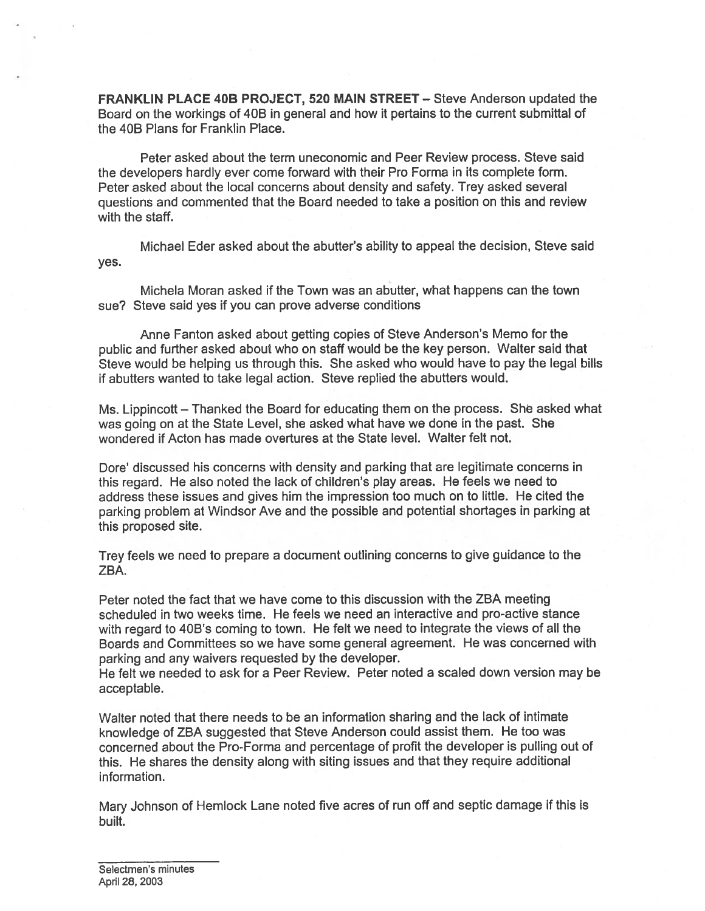**FRANKLIN PLACE 40B PROJECT, 520 MAIN STREET** – Steve Anderson updated the Board on the workings of 40B in general and how it pertains to the current submittal of the 40B Plans for Franklin Place.

Peter asked about the term uneconomic and Peer Review process. Steve said the developers hardly ever come forward with their Pro Forma in its complete form. Peter asked about the local concerns about density and safety. Trey asked several questions and commented that the Board needed to take a position on this and review with the staff.

Michael Eder asked about the abutter's ability to appeal the decision, Steve said yes.

Michela Moran asked if the Town was an abutter, what happens can the town sue? Steve said yes if you can prove adverse conditions

Anne Fanton asked about getting copies of Steve Anderson's Memo for the public and further asked about who on staff would be the key person. Walter said that Steve would be helping us through this. She asked who would have to pay the legal bills if abutters wanted to take legal action. Steve replied the abutters would.

Ms. Lippincott – Thanked the Board for educating them on the process. She asked what was going on at the State Level, she asked what have we done in the past. She wondered if Acton has made overtures at the State level. Walter felt not.

Dore' discussed his concerns with density and parking that are legitimate concerns in this regard. He also noted the lack of children's play areas. He feels we need to address these issues and gives him the impression too much on to little. He cited the parking problem at Windsor Ave and the possible and potential shortages in parking at this proposed site.

Trey feels we need to prepare a document outlining concerns to give guidance to the ZBA.

Peter noted the fact that we have come to this discussion with the ZBA meeting scheduled in two weeks time. He feels we need an interactive and pro-active stance with regard to 40B's coming to town. He felt we need to integrate the views of all the Boards and Committees so we have some general agreement. He was concerned with parking and any waivers requested by the developer.
He felt we needed to ask for a Peer Review. Peter noted a scaled down version may be acceptable.

Walter noted that there needs to be an information sharing and the lack of intimate knowledge of ZBA suggested that Steve Anderson could assist them. He too was concerned about the Pro-Forma and percentage of profit the developer is pulling out of this. He shares the density along with siting issues and that they require additional information.

Mary Johnson of Hemlock Lane noted five acres of run off and septic damage if this is built.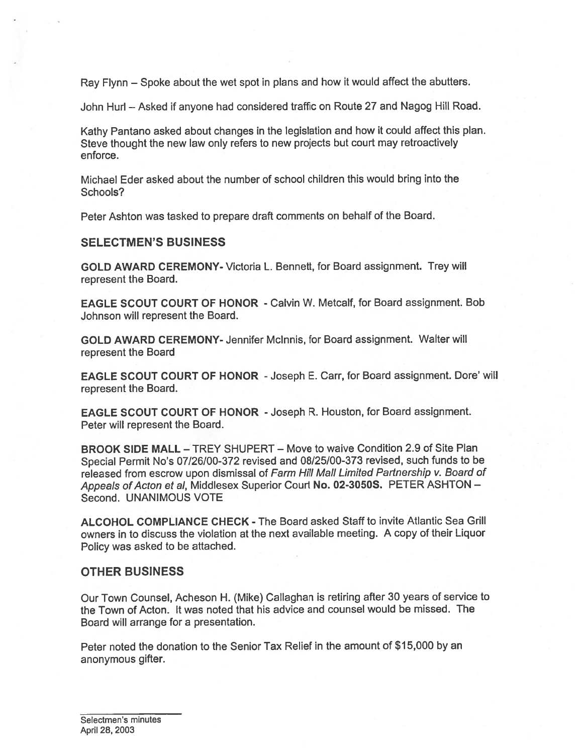Ray Flynn – Spoke about the wet spot in plans and how it would affect the abutters.

John Hurl – Asked if anyone had considered traffic on Route 27 and Nagog Hill Road.

Kathy Pantano asked about changes in the legislation and how it could affect this plan. Steve thought the new law only refers to new projects but court may retroactively enforce.

Michael Eder asked about the number of school children this would bring into the Schools?

Peter Ashton was tasked to prepare draft comments on behalf of the Board.

## SELECTMEN'S BUSINESS

**GOLD AWARD CEREMONY-** Victoria L. Bennett, for Board assignment. Trey will represent the Board.

**EAGLE SCOUT COURT OF HONOR** - Calvin W. Metcalf, for Board assignment. Bob Johnson will represent the Board.

**GOLD AWARD CEREMONY-** Jennifer McInnis, for Board assignment. Walter will represent the Board

**EAGLE SCOUT COURT OF HONOR** - Joseph E. Carr, for Board assignment. Dore' will represent the Board.

**EAGLE SCOUT COURT OF HONOR** - Joseph R. Houston, for Board assignment. Peter will represent the Board.

**BROOK SIDE MALL** – TREY SHUPERT – Move to waive Condition 2.9 of Site Plan Special Permit No's 07/26/00-372 revised and 08/25/00-373 revised, such funds to be released from escrow upon dismissal of *Farm Hill Mall Limited Partnership v. Board of Appeals of Acton et al*, Middlesex Superior Court **No. 02-3050S.** PETER ASHTON – Second. UNANIMOUS VOTE

**ALCOHOL COMPLIANCE CHECK** - The Board asked Staff to invite Atlantic Sea Grill owners in to discuss the violation at the next available meeting. A copy of their Liquor Policy was asked to be attached.

## OTHER BUSINESS

Our Town Counsel, Acheson H. (Mike) Callaghan is retiring after 30 years of service to the Town of Acton. It was noted that his advice and counsel would be missed. The Board will arrange for a presentation.

Peter noted the donation to the Senior Tax Relief in the amount of $15,000 by an anonymous gifter.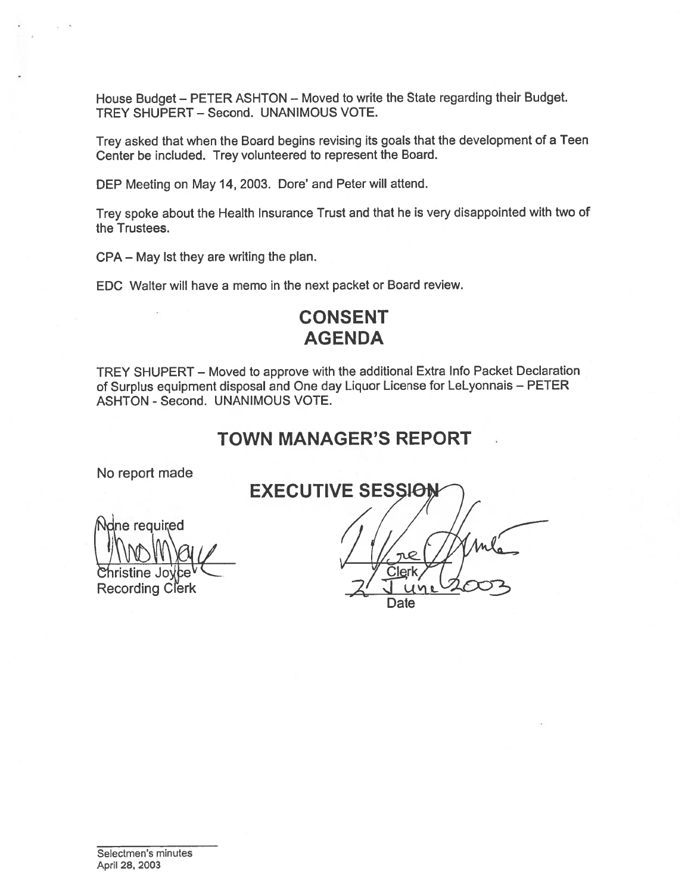House Budget – PETER ASHTON – Moved to write the State regarding their Budget. TREY SHUPERT – Second. UNANIMOUS VOTE.

Trey asked that when the Board begins revising its goals that the development of a Teen Center be included. Trey volunteered to represent the Board.

DEP Meeting on May 14, 2003. Dore' and Peter will attend.

Trey spoke about the Health Insurance Trust and that he is very disappointed with two of the Trustees.

CPA – May Ist they are writing the plan.

EDC Walter will have a memo in the next packet or Board review.

## CONSENT AGENDA

TREY SHUPERT – Moved to approve with the additional Extra Info Packet Declaration of Surplus equipment disposal and One day Liquor License for LeLyonnais – PETER ASHTON - Second. UNANIMOUS VOTE.

## TOWN MANAGER'S REPORT

No report made

## EXECUTIVE SESSION

None required

Christine Joyce
Recording Clerk

Clerk

2 June 2003
Date

Selectmen's minutes
April 28, 2003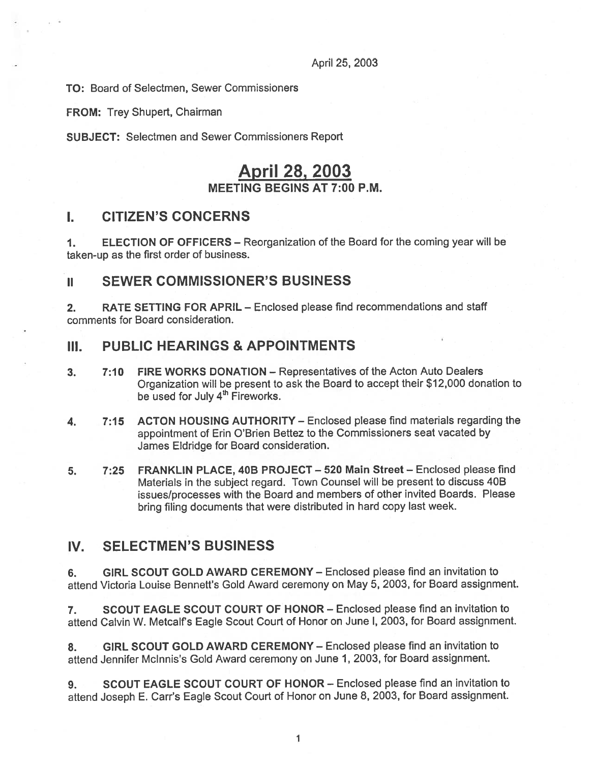April 25, 2003

**TO:** Board of Selectmen, Sewer Commissioners

**FROM:** Trey Shupert, Chairman

**SUBJECT:** Selectmen and Sewer Commissioners Report

# April 28, 2003

## MEETING BEGINS AT 7:00 P.M.

## I. CITIZEN'S CONCERNS

1. **ELECTION OF OFFICERS** – Reorganization of the Board for the coming year will be taken-up as the first order of business.

## II SEWER COMMISSIONER'S BUSINESS

2. **RATE SETTING FOR APRIL** – Enclosed please find recommendations and staff comments for Board consideration.

## III. PUBLIC HEARINGS & APPOINTMENTS

3. **7:10 FIRE WORKS DONATION** – Representatives of the Acton Auto Dealers Organization will be present to ask the Board to accept their $12,000 donation to be used for July 4th Fireworks.

4. **7:15 ACTON HOUSING AUTHORITY** – Enclosed please find materials regarding the appointment of Erin O'Brien Bettez to the Commissioners seat vacated by James Eldridge for Board consideration.

5. **7:25 FRANKLIN PLACE, 40B PROJECT – 520 Main Street** – Enclosed please find Materials in the subject regard. Town Counsel will be present to discuss 40B issues/processes with the Board and members of other invited Boards. Please bring filing documents that were distributed in hard copy last week.

## IV. SELECTMEN'S BUSINESS

6. **GIRL SCOUT GOLD AWARD CEREMONY** – Enclosed please find an invitation to attend Victoria Louise Bennett's Gold Award ceremony on May 5, 2003, for Board assignment.

7. **SCOUT EAGLE SCOUT COURT OF HONOR** – Enclosed please find an invitation to attend Calvin W. Metcalf's Eagle Scout Court of Honor on June l, 2003, for Board assignment.

8. **GIRL SCOUT GOLD AWARD CEREMONY** – Enclosed please find an invitation to attend Jennifer McInnis's Gold Award ceremony on June 1, 2003, for Board assignment.

9. **SCOUT EAGLE SCOUT COURT OF HONOR** – Enclosed please find an invitation to attend Joseph E. Carr's Eagle Scout Court of Honor on June 8, 2003, for Board assignment.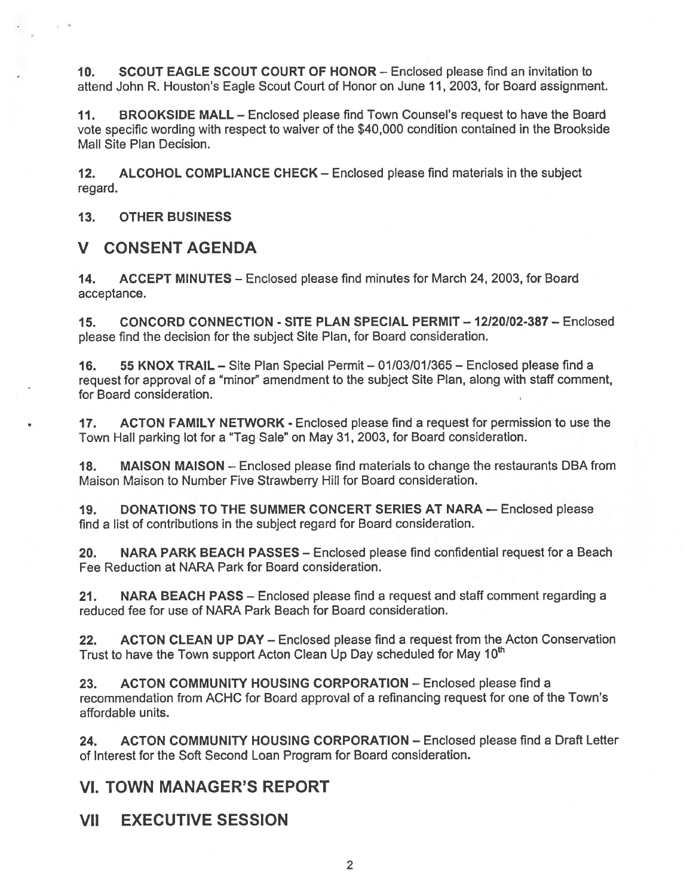**10. SCOUT EAGLE SCOUT COURT OF HONOR** – Enclosed please find an invitation to attend John R. Houston's Eagle Scout Court of Honor on June 11, 2003, for Board assignment.

**11. BROOKSIDE MALL** – Enclosed please find Town Counsel's request to have the Board vote specific wording with respect to waiver of the $40,000 condition contained in the Brookside Mall Site Plan Decision.

**12. ALCOHOL COMPLIANCE CHECK** – Enclosed please find materials in the subject regard.

**13. OTHER BUSINESS**

## V CONSENT AGENDA

**14. ACCEPT MINUTES** – Enclosed please find minutes for March 24, 2003, for Board acceptance.

**15. CONCORD CONNECTION - SITE PLAN SPECIAL PERMIT – 12/20/02-387** – Enclosed please find the decision for the subject Site Plan, for Board consideration.

**16. 55 KNOX TRAIL** – Site Plan Special Permit – 01/03/01/365 – Enclosed please find a request for approval of a "minor" amendment to the subject Site Plan, along with staff comment, for Board consideration.

**17. ACTON FAMILY NETWORK** - Enclosed please find a request for permission to use the Town Hall parking lot for a "Tag Sale" on May 31, 2003, for Board consideration.

**18. MAISON MAISON** – Enclosed please find materials to change the restaurants DBA from Maison Maison to Number Five Strawberry Hill for Board consideration.

**19. DONATIONS TO THE SUMMER CONCERT SERIES AT NARA** — Enclosed please find a list of contributions in the subject regard for Board consideration.

**20. NARA PARK BEACH PASSES** – Enclosed please find confidential request for a Beach Fee Reduction at NARA Park for Board consideration.

**21. NARA BEACH PASS** – Enclosed please find a request and staff comment regarding a reduced fee for use of NARA Park Beach for Board consideration.

**22. ACTON CLEAN UP DAY** – Enclosed please find a request from the Acton Conservation Trust to have the Town support Acton Clean Up Day scheduled for May 10th

**23. ACTON COMMUNITY HOUSING CORPORATION** – Enclosed please find a recommendation from ACHC for Board approval of a refinancing request for one of the Town's affordable units.

**24. ACTON COMMUNITY HOUSING CORPORATION** – Enclosed please find a Draft Letter of Interest for the Soft Second Loan Program for Board consideration.

## VI. TOWN MANAGER'S REPORT

## VII EXECUTIVE SESSION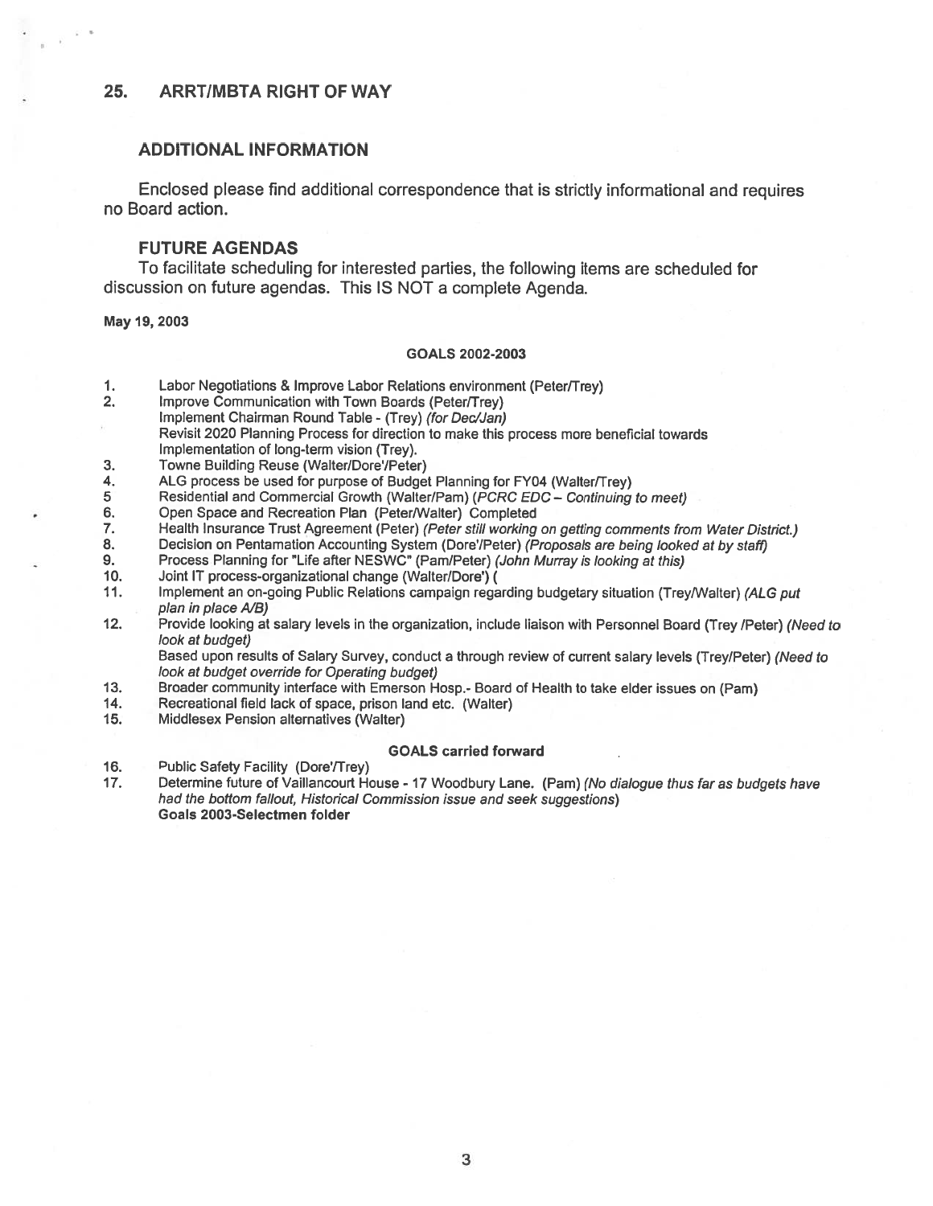## 25. ARRT/MBTA RIGHT OF WAY

### ADDITIONAL INFORMATION

Enclosed please find additional correspondence that is strictly informational and requires no Board action.

### FUTURE AGENDAS

To facilitate scheduling for interested parties, the following items are scheduled for discussion on future agendas. This IS NOT a complete Agenda.

**May 19, 2003**

**GOALS 2002-2003**

1. Labor Negotiations & Improve Labor Relations environment (Peter/Trey)
2. Improve Communication with Town Boards (Peter/Trey)
   Implement Chairman Round Table - (Trey) *(for Dec/Jan)*
   Revisit 2020 Planning Process for direction to make this process more beneficial towards Implementation of long-term vision (Trey).
3. Towne Building Reuse (Walter/Dore'/Peter)
4. ALG process be used for purpose of Budget Planning for FY04 (Walter/Trey)
5. Residential and Commercial Growth (Walter/Pam) *(PCRC EDC – Continuing to meet)*
6. Open Space and Recreation Plan (Peter/Walter) Completed
7. Health Insurance Trust Agreement (Peter) *(Peter still working on getting comments from Water District.)*
8. Decision on Pentamation Accounting System (Dore'/Peter) *(Proposals are being looked at by staff)*
9. Process Planning for "Life after NESWC" (Pam/Peter) *(John Murray is looking at this)*
10. Joint IT process-organizational change (Walter/Dore') (
11. Implement an on-going Public Relations campaign regarding budgetary situation (Trey/Walter) *(ALG put plan in place A/B)*
12. Provide looking at salary levels in the organization, include liaison with Personnel Board (Trey /Peter) *(Need to look at budget)*
    Based upon results of Salary Survey, conduct a through review of current salary levels (Trey/Peter) *(Need to look at budget override for Operating budget)*
13. Broader community interface with Emerson Hosp.- Board of Health to take elder issues on (Pam)
14. Recreational field lack of space, prison land etc. (Walter)
15. Middlesex Pension alternatives (Walter)

**GOALS carried forward**

16. Public Safety Facility (Dore'/Trey)
17. Determine future of Vaillancourt House - 17 Woodbury Lane. (Pam) *(No dialogue thus far as budgets have had the bottom fallout, Historical Commission issue and seek suggestions)*
    **Goals 2003-Selectmen folder**